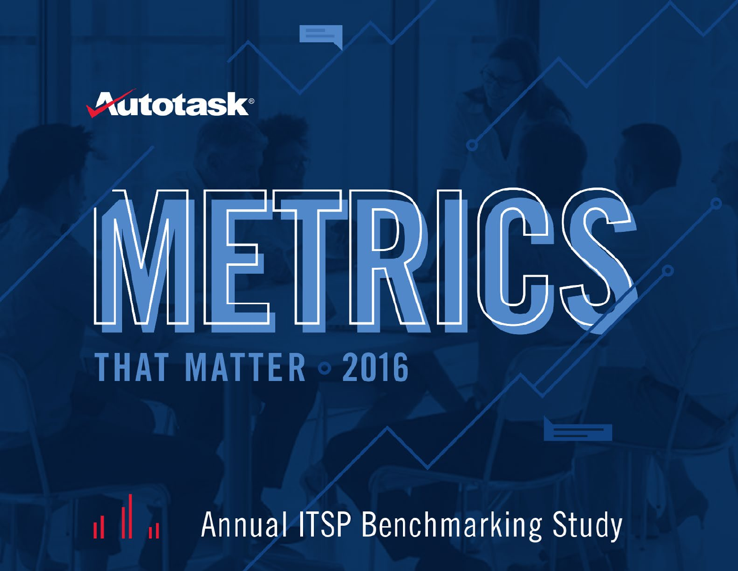Autotask®

# METRICS

## THAT MATTER • 2016

Annual ITSP Benchmarking Study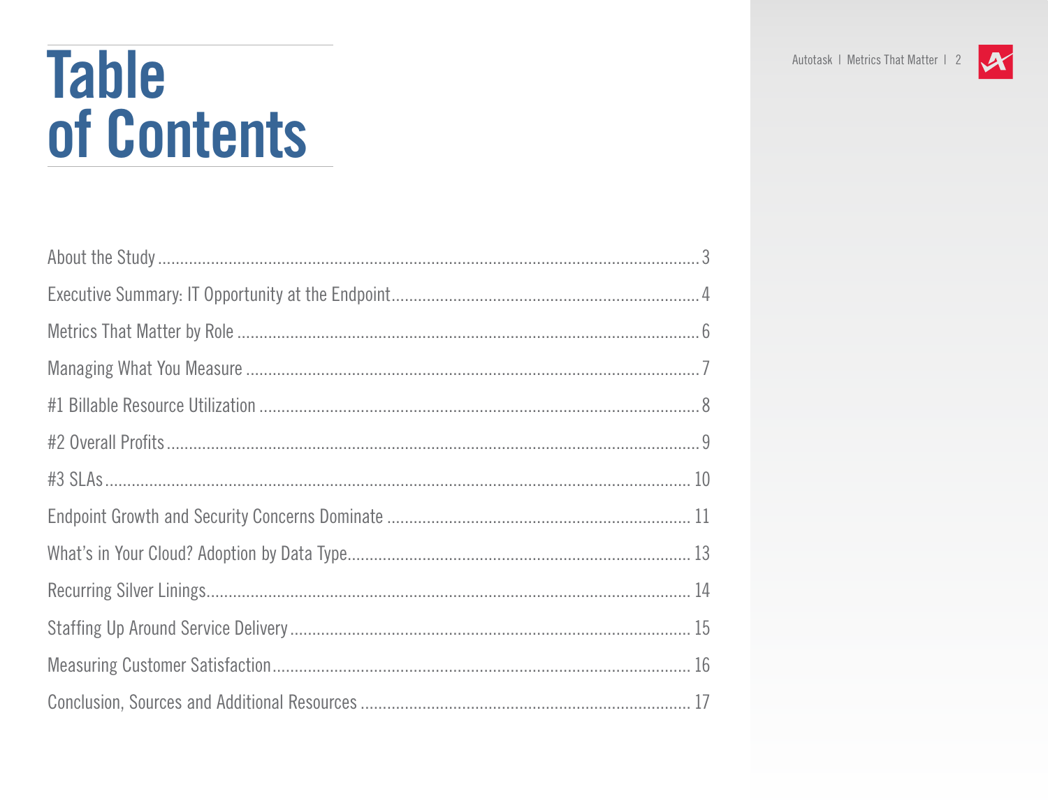# Table of Contents

| Section | Page |
|---|---|
| About the Study | 3 |
| Executive Summary: IT Opportunity at the Endpoint | 4 |
| Metrics That Matter by Role | 6 |
| Managing What You Measure | 7 |
| #1 Billable Resource Utilization | 8 |
| #2 Overall Profits | 9 |
| #3 SLAs | 10 |
| Endpoint Growth and Security Concerns Dominate | 11 |
| What's in Your Cloud? Adoption by Data Type | 13 |
| Recurring Silver Linings | 14 |
| Staffing Up Around Service Delivery | 15 |
| Measuring Customer Satisfaction | 16 |
| Conclusion, Sources and Additional Resources | 17 |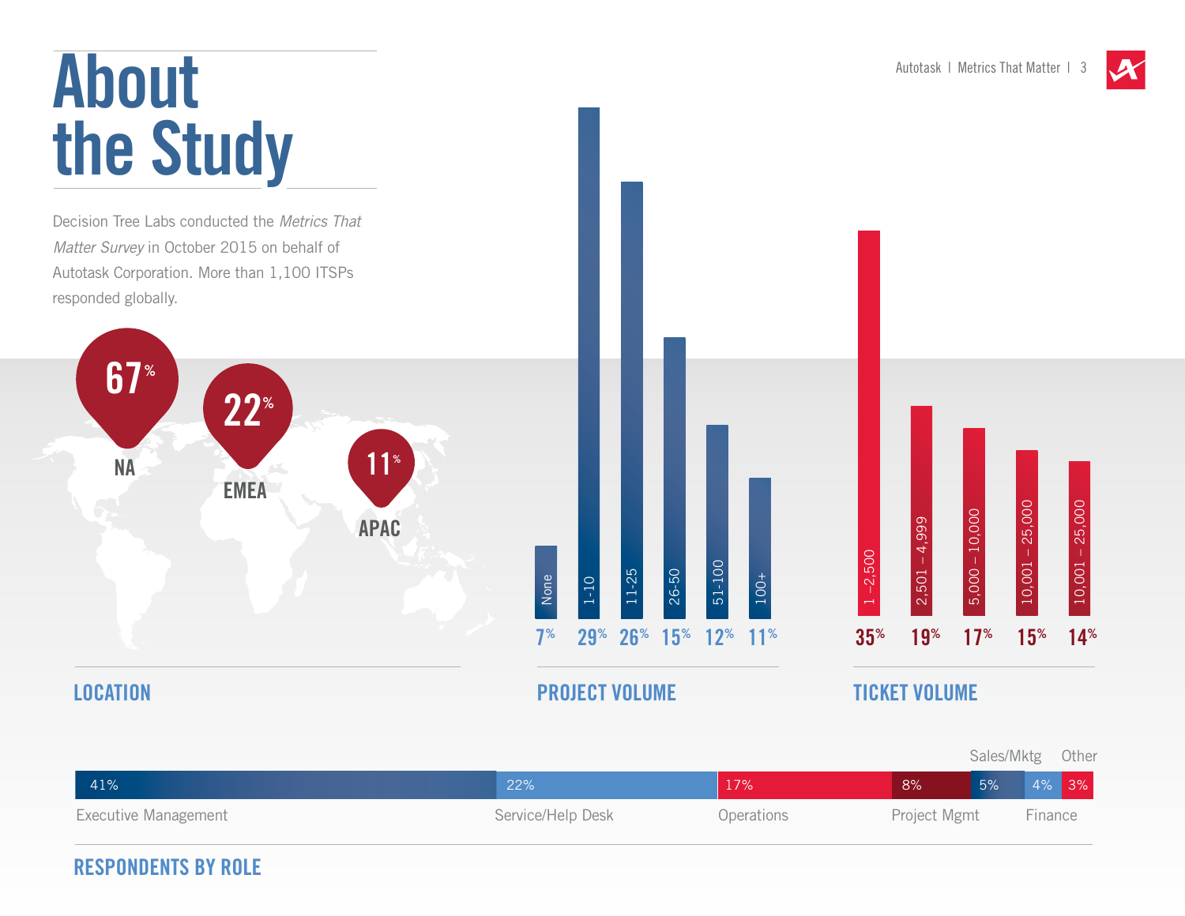# About the Study

Decision Tree Labs conducted the *Metrics That Matter Survey* in October 2015 on behalf of Autotask Corporation. More than 1,100 ITSPs responded globally.

## LOCATION

| Region | % |
|---|---|
| NA | 67% |
| EMEA | 22% |
| APAC | 11% |

## PROJECT VOLUME

| None | 1-10 | 11-25 | 26-50 | 51-100 | 100+ |
|---|---|---|---|---|---|
| 7% | 29% | 26% | 15% | 12% | 11% |

## TICKET VOLUME

| 1 – 2,500 | 2,501 – 4,999 | 5,000 – 10,000 | 10,001 – 25,000 | 10,001 – 25,000 |
|---|---|---|---|---|
| 35% | 19% | 17% | 15% | 14% |

## RESPONDENTS BY ROLE

| Executive Management | Service/Help Desk | Operations | Project Mgmt | Sales/Mktg | Finance | Other |
|---|---|---|---|---|---|---|
| 41% | 22% | 17% | 8% | 5% | 4% | 3% |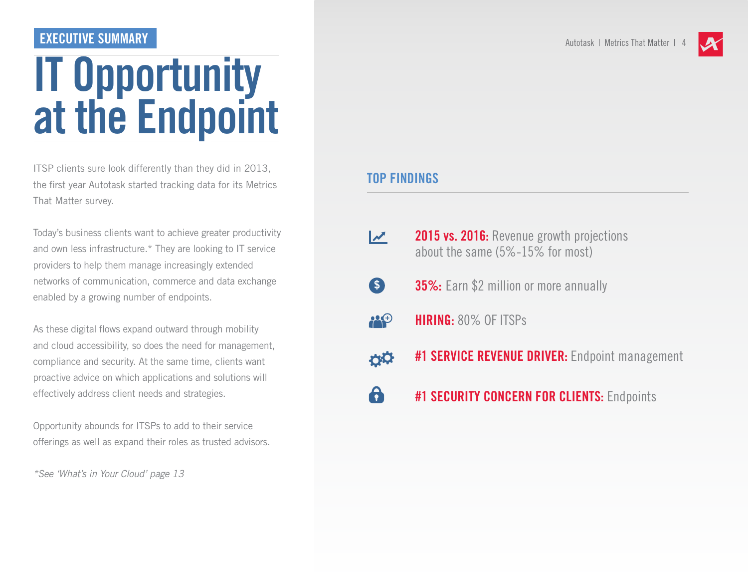EXECUTIVE SUMMARY

# IT Opportunity at the Endpoint

ITSP clients sure look differently than they did in 2013, the first year Autotask started tracking data for its Metrics That Matter survey.

Today's business clients want to achieve greater productivity and own less infrastructure.* They are looking to IT service providers to help them manage increasingly extended networks of communication, commerce and data exchange enabled by a growing number of endpoints.

As these digital flows expand outward through mobility and cloud accessibility, so does the need for management, compliance and security. At the same time, clients want proactive advice on which applications and solutions will effectively address client needs and strategies.

Opportunity abounds for ITSPs to add to their service offerings as well as expand their roles as trusted advisors.

*\*See 'What's in Your Cloud' page 13*

## TOP FINDINGS

- **2015 vs. 2016:** Revenue growth projections about the same (5%-15% for most)
- **35%:** Earn $2 million or more annually
- **HIRING:** 80% OF ITSPs
- **#1 SERVICE REVENUE DRIVER:** Endpoint management
- **#1 SECURITY CONCERN FOR CLIENTS:** Endpoints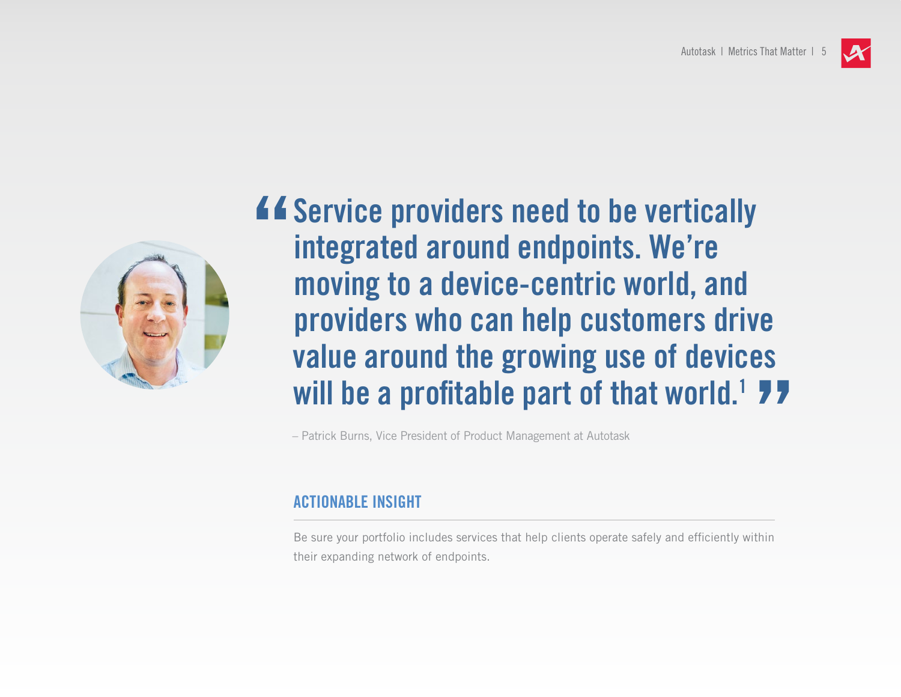> Service providers need to be vertically integrated around endpoints. We're moving to a device-centric world, and providers who can help customers drive value around the growing use of devices will be a profitable part of that world.[1]

– Patrick Burns, Vice President of Product Management at Autotask

## ACTIONABLE INSIGHT

Be sure your portfolio includes services that help clients operate safely and efficiently within their expanding network of endpoints.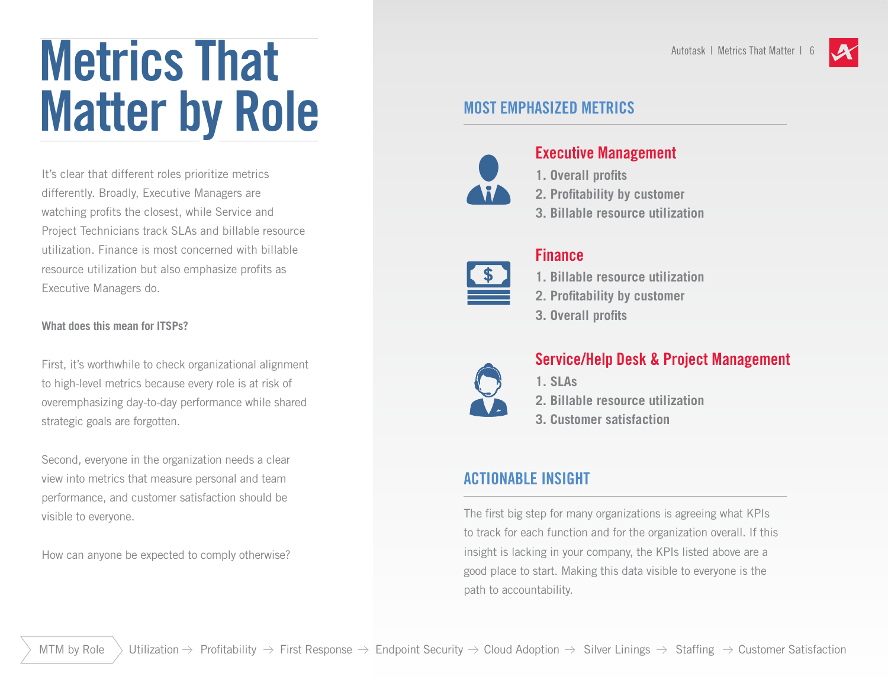# Metrics That Matter by Role

It's clear that different roles prioritize metrics differently. Broadly, Executive Managers are watching profits the closest, while Service and Project Technicians track SLAs and billable resource utilization. Finance is most concerned with billable resource utilization but also emphasize profits as Executive Managers do.

**What does this mean for ITSPs?**

First, it's worthwhile to check organizational alignment to high-level metrics because every role is at risk of overemphasizing day-to-day performance while shared strategic goals are forgotten.

Second, everyone in the organization needs a clear view into metrics that measure personal and team performance, and customer satisfaction should be visible to everyone.

How can anyone be expected to comply otherwise?

## MOST EMPHASIZED METRICS

### Executive Management

1. Overall profits
2. Profitability by customer
3. Billable resource utilization

### Finance

1. Billable resource utilization
2. Profitability by customer
3. Overall profits

### Service/Help Desk & Project Management

1. SLAs
2. Billable resource utilization
3. Customer satisfaction

## ACTIONABLE INSIGHT

The first big step for many organizations is agreeing what KPIs to track for each function and for the organization overall. If this insight is lacking in your company, the KPIs listed above are a good place to start. Making this data visible to everyone is the path to accountability.

MTM by Role | Utilization → Profitability → First Response → Endpoint Security → Cloud Adoption → Silver Linings → Staffing → Customer Satisfaction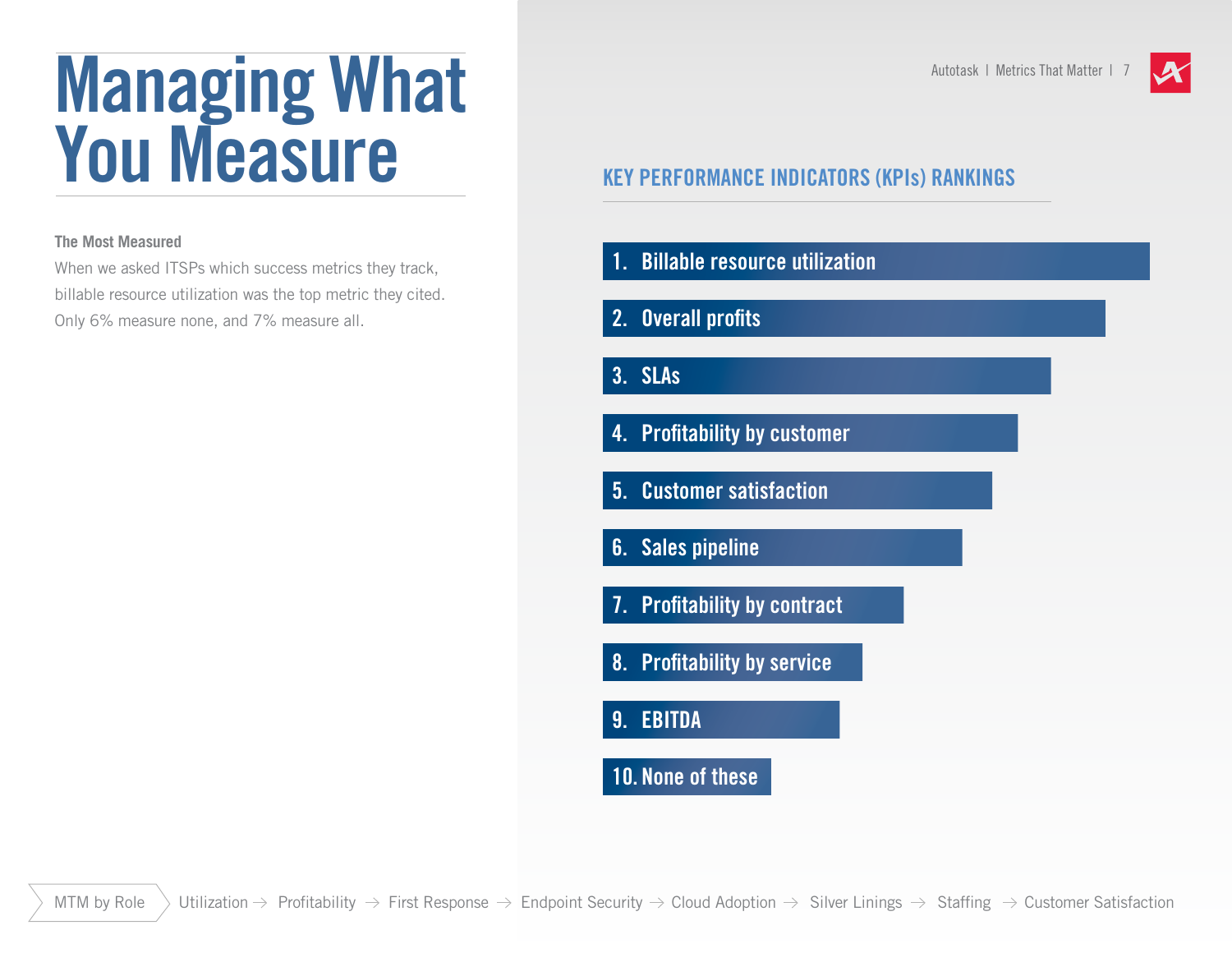# Managing What You Measure

**The Most Measured**

When we asked ITSPs which success metrics they track, billable resource utilization was the top metric they cited. Only 6% measure none, and 7% measure all.

## KEY PERFORMANCE INDICATORS (KPIs) RANKINGS

1. Billable resource utilization
2. Overall profits
3. SLAs
4. Profitability by customer
5. Customer satisfaction
6. Sales pipeline
7. Profitability by contract
8. Profitability by service
9. EBITDA
10. None of these

MTM by Role | Utilization → Profitability → First Response → Endpoint Security → Cloud Adoption → Silver Linings → Staffing → Customer Satisfaction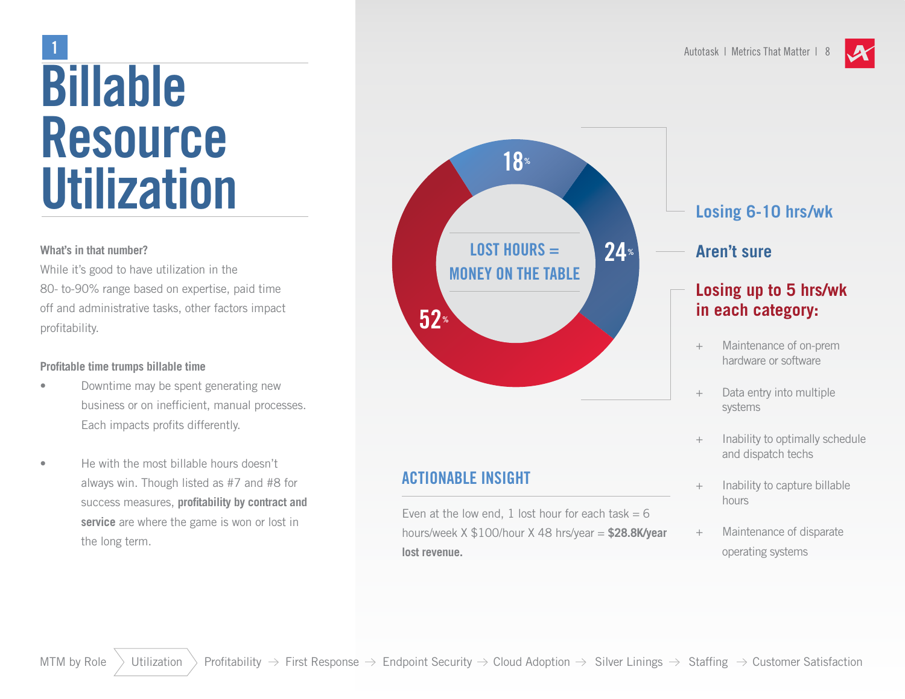# 1 Billable Resource Utilization

**What's in that number?**

While it's good to have utilization in the 80- to-90% range based on expertise, paid time off and administrative tasks, other factors impact profitability.

**Profitable time trumps billable time**

- Downtime may be spent generating new business or on inefficient, manual processes. Each impacts profits differently.
- He with the most billable hours doesn't always win. Though listed as #7 and #8 for success measures, **profitability by contract and service** are where the game is won or lost in the long term.

LOST HOURS = MONEY ON THE TABLE

- 18% — Losing 6-10 hrs/wk
- 24% — Aren't sure
- 52% — Losing up to 5 hrs/wk in each category:
  - Maintenance of on-prem hardware or software
  - Data entry into multiple systems
  - Inability to optimally schedule and dispatch techs
  - Inability to capture billable hours
  - Maintenance of disparate operating systems

## ACTIONABLE INSIGHT

Even at the low end, 1 lost hour for each task = 6 hours/week X $100/hour X 48 hrs/year = **$28.8K/year lost revenue.**

MTM by Role | Utilization | Profitability → First Response → Endpoint Security → Cloud Adoption → Silver Linings → Staffing → Customer Satisfaction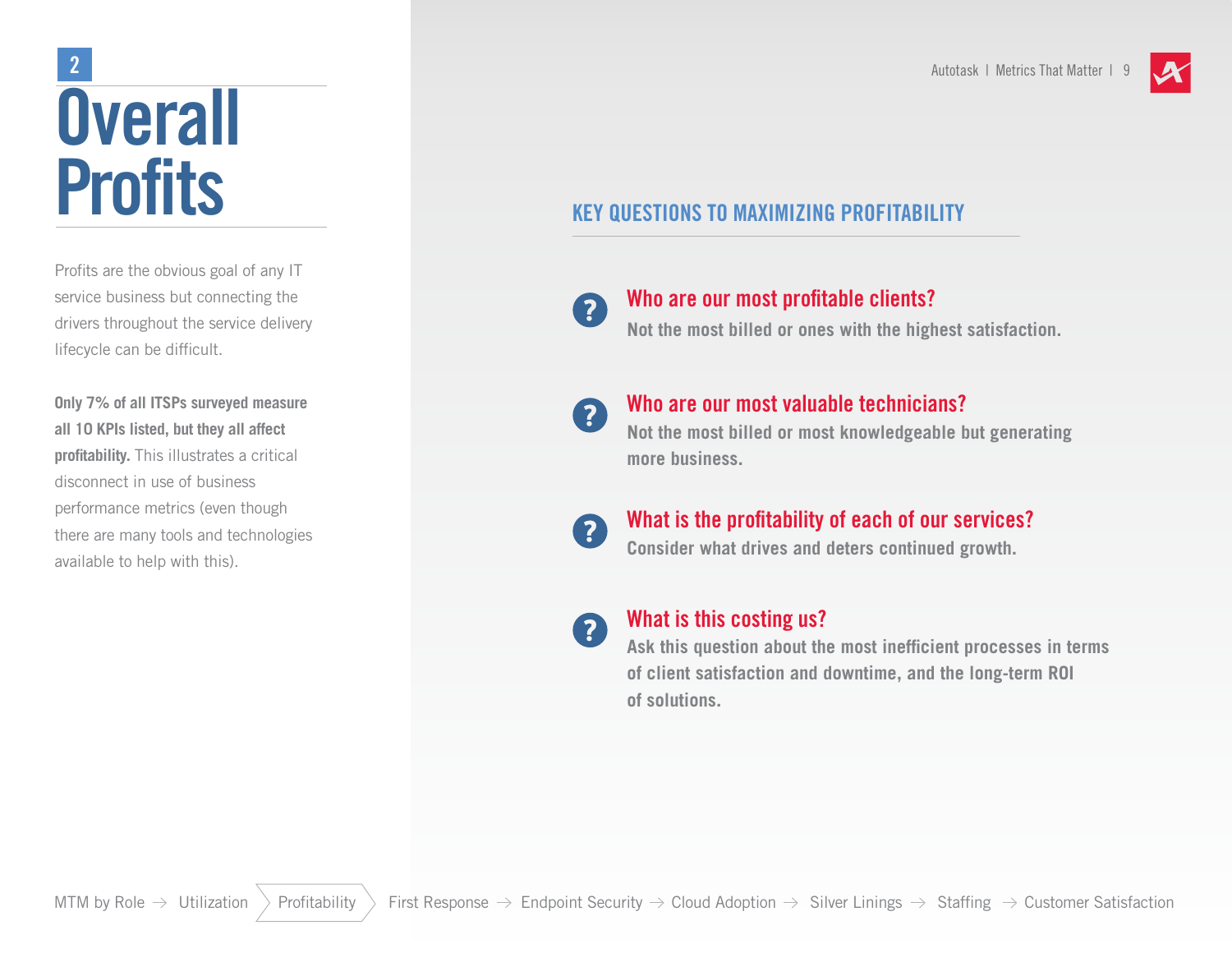2

# Overall Profits

Profits are the obvious goal of any IT service business but connecting the drivers throughout the service delivery lifecycle can be difficult.

**Only 7% of all ITSPs surveyed measure all 10 KPIs listed, but they all affect profitability.** This illustrates a critical disconnect in use of business performance metrics (even though there are many tools and technologies available to help with this).

## KEY QUESTIONS TO MAXIMIZING PROFITABILITY

### Who are our most profitable clients?

**Not the most billed or ones with the highest satisfaction.**

### Who are our most valuable technicians?

**Not the most billed or most knowledgeable but generating more business.**

### What is the profitability of each of our services?

**Consider what drives and deters continued growth.**

### What is this costing us?

**Ask this question about the most inefficient processes in terms of client satisfaction and downtime, and the long-term ROI of solutions.**

MTM by Role → Utilization → Profitability → First Response → Endpoint Security → Cloud Adoption → Silver Linings → Staffing → Customer Satisfaction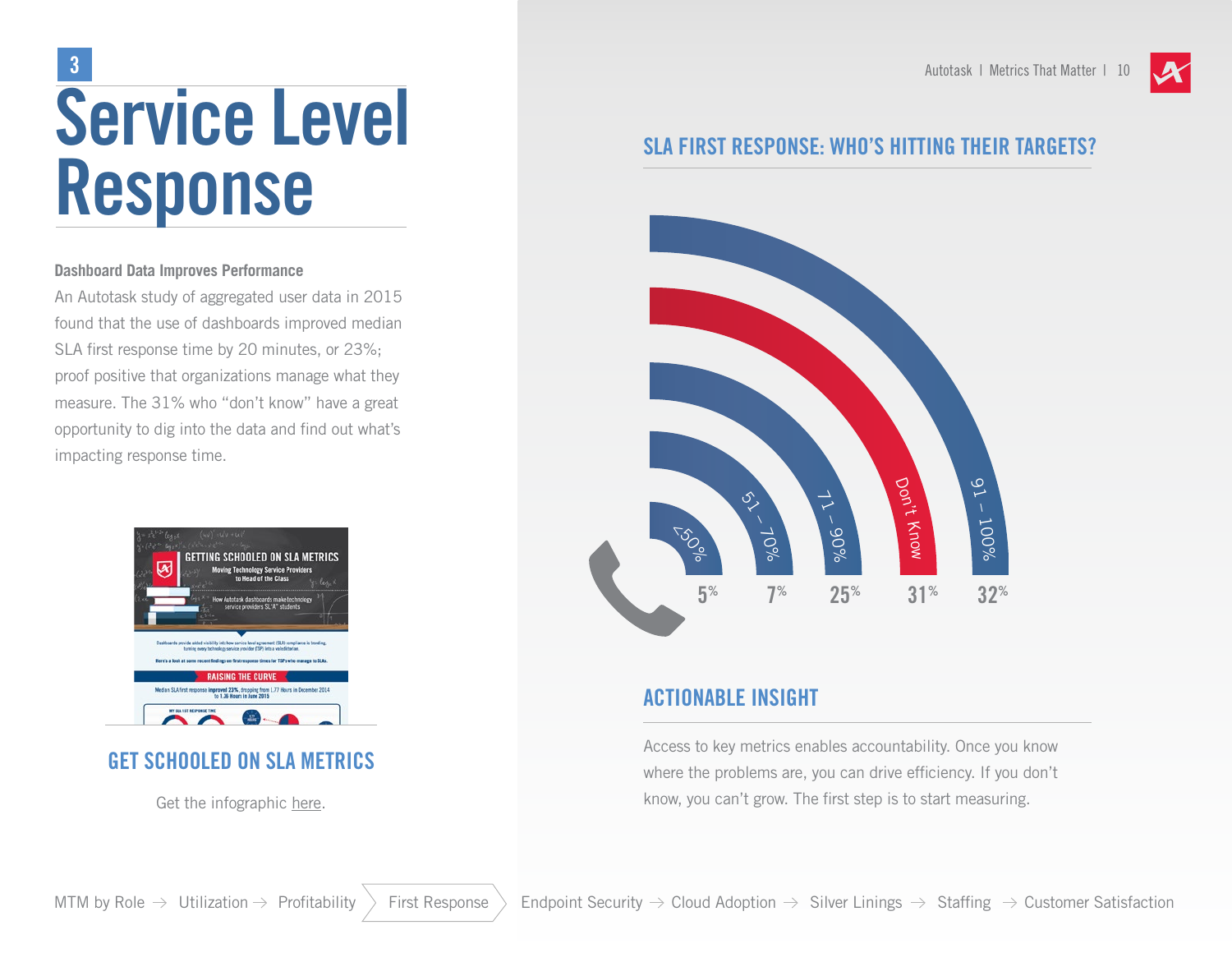3

# Service Level Response

**Dashboard Data Improves Performance**

An Autotask study of aggregated user data in 2015 found that the use of dashboards improved median SLA first response time by 20 minutes, or 23%; proof positive that organizations manage what they measure. The 31% who "don't know" have a great opportunity to dig into the data and find out what's impacting response time.

## GET SCHOOLED ON SLA METRICS

Get the infographic here.

## SLA FIRST RESPONSE: WHO'S HITTING THEIR TARGETS?

| <50% | 51 – 70% | 71 – 90% | Don't Know | 91 – 100% |
|---|---|---|---|---|
| 5% | 7% | 25% | 31% | 32% |

## ACTIONABLE INSIGHT

Access to key metrics enables accountability. Once you know where the problems are, you can drive efficiency. If you don't know, you can't grow. The first step is to start measuring.

MTM by Role → Utilization → Profitability → First Response → Endpoint Security → Cloud Adoption → Silver Linings → Staffing → Customer Satisfaction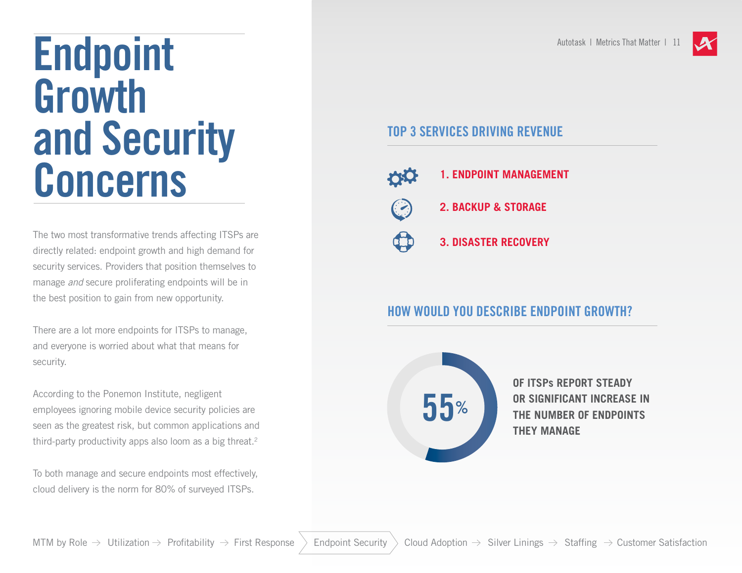# Endpoint Growth and Security Concerns

The two most transformative trends affecting ITSPs are directly related: endpoint growth and high demand for security services. Providers that position themselves to manage *and* secure proliferating endpoints will be in the best position to gain from new opportunity.

There are a lot more endpoints for ITSPs to manage, and everyone is worried about what that means for security.

According to the Ponemon Institute, negligent employees ignoring mobile device security policies are seen as the greatest risk, but common applications and third-party productivity apps also loom as a big threat.[2]

To both manage and secure endpoints most effectively, cloud delivery is the norm for 80% of surveyed ITSPs.

## TOP 3 SERVICES DRIVING REVENUE

1. ENDPOINT MANAGEMENT
2. BACKUP & STORAGE
3. DISASTER RECOVERY

## HOW WOULD YOU DESCRIBE ENDPOINT GROWTH?

**55%** OF ITSPs REPORT STEADY OR SIGNIFICANT INCREASE IN THE NUMBER OF ENDPOINTS THEY MANAGE

MTM by Role → Utilization → Profitability → First Response → Endpoint Security → Cloud Adoption → Silver Linings → Staffing → Customer Satisfaction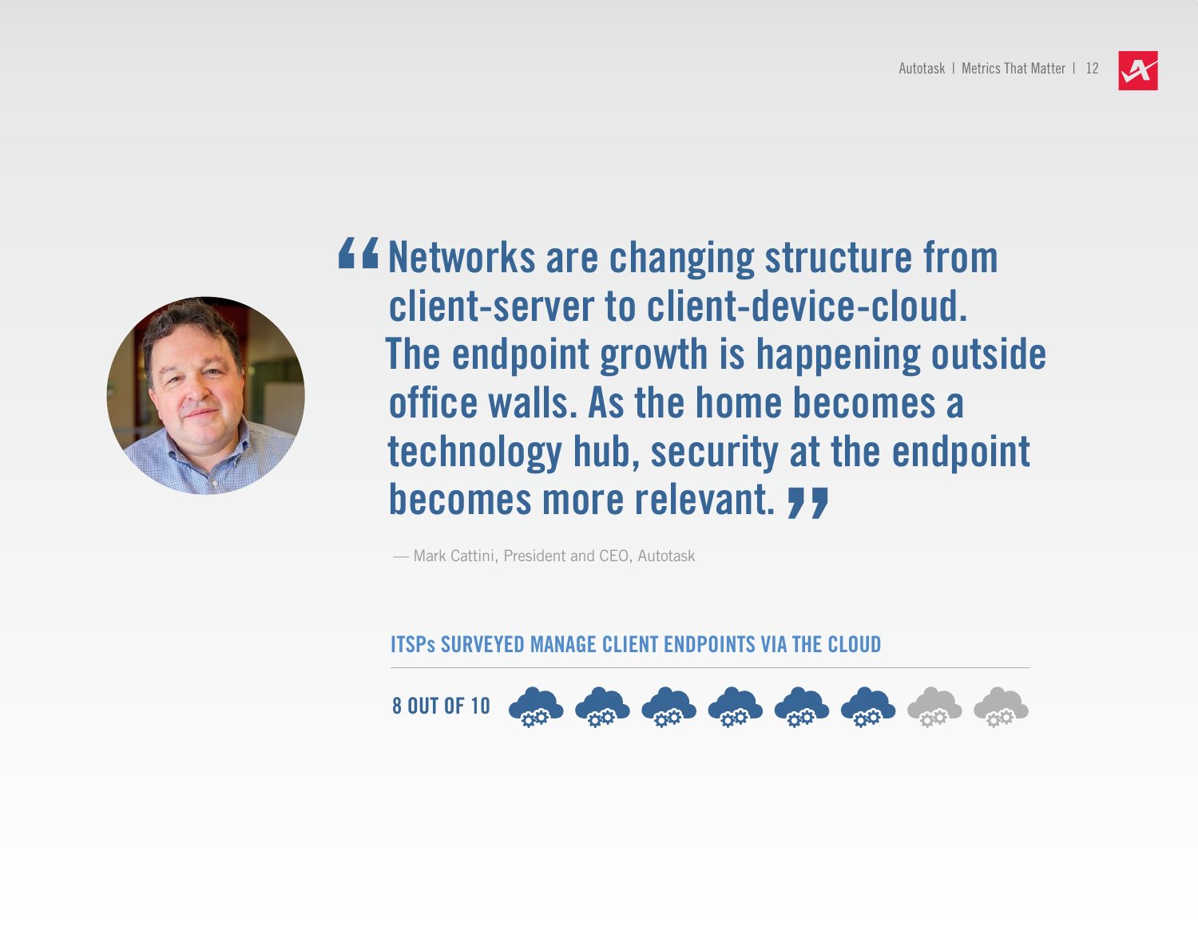> "Networks are changing structure from client-server to client-device-cloud. The endpoint growth is happening outside office walls. As the home becomes a technology hub, security at the endpoint becomes more relevant."

— Mark Cattini, President and CEO, Autotask

## ITSPs SURVEYED MANAGE CLIENT ENDPOINTS VIA THE CLOUD

8 OUT OF 10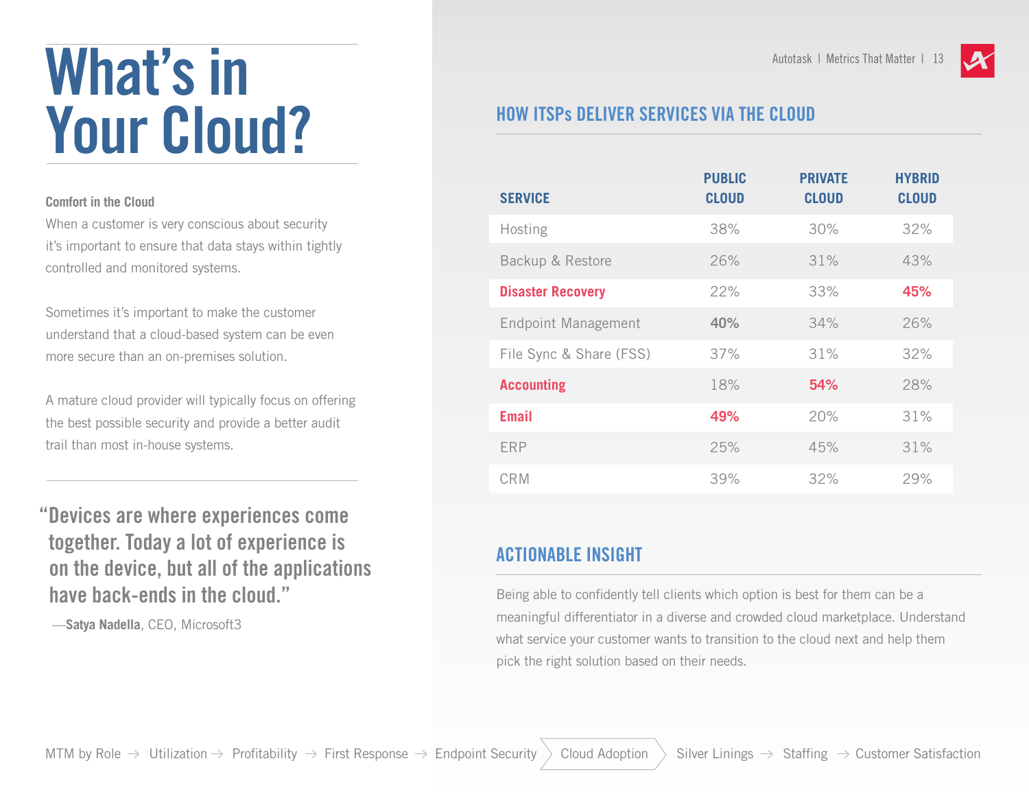# What's in Your Cloud?

**Comfort in the Cloud**

When a customer is very conscious about security it's important to ensure that data stays within tightly controlled and monitored systems.

Sometimes it's important to make the customer understand that a cloud-based system can be even more secure than an on-premises solution.

A mature cloud provider will typically focus on offering the best possible security and provide a better audit trail than most in-house systems.

> "Devices are where experiences come together. Today a lot of experience is on the device, but all of the applications have back-ends in the cloud."
>
> —**Satya Nadella**, CEO, Microsoft3

## HOW ITSPs DELIVER SERVICES VIA THE CLOUD

| SERVICE | PUBLIC CLOUD | PRIVATE CLOUD | HYBRID CLOUD |
|---|---|---|---|
| Hosting | 38% | 30% | 32% |
| Backup & Restore | 26% | 31% | 43% |
| **Disaster Recovery** | 22% | 33% | **45%** |
| Endpoint Management | **40%** | 34% | 26% |
| File Sync & Share (FSS) | 37% | 31% | 32% |
| **Accounting** | 18% | **54%** | 28% |
| **Email** | **49%** | 20% | 31% |
| ERP | 25% | 45% | 31% |
| CRM | 39% | 32% | 29% |

## ACTIONABLE INSIGHT

Being able to confidently tell clients which option is best for them can be a meaningful differentiator in a diverse and crowded cloud marketplace. Understand what service your customer wants to transition to the cloud next and help them pick the right solution based on their needs.

MTM by Role → Utilization → Profitability → First Response → Endpoint Security → Cloud Adoption → Silver Linings → Staffing → Customer Satisfaction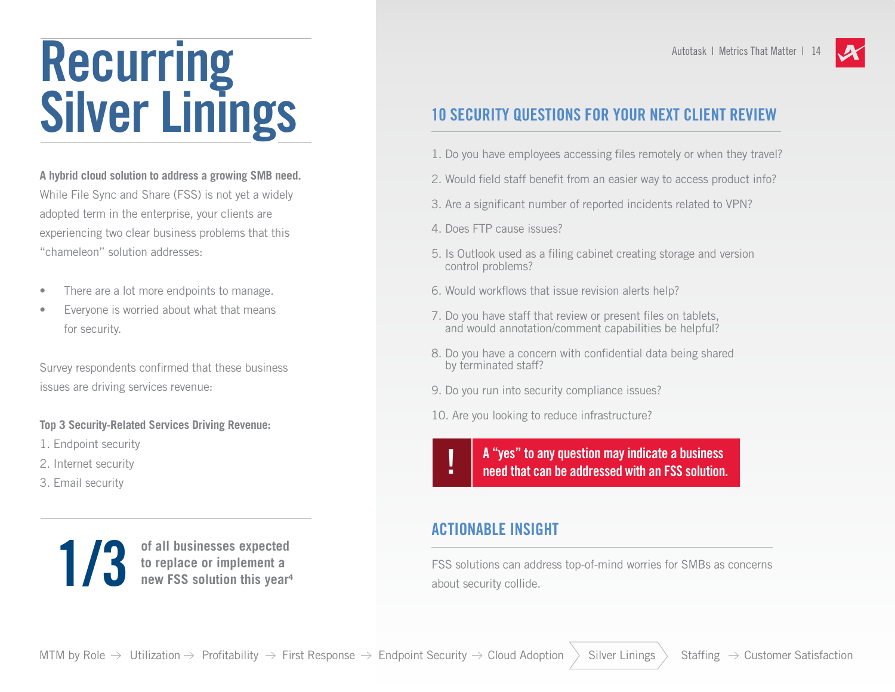# Recurring Silver Linings

**A hybrid cloud solution to address a growing SMB need.** While File Sync and Share (FSS) is not yet a widely adopted term in the enterprise, your clients are experiencing two clear business problems that this "chameleon" solution addresses:

- There are a lot more endpoints to manage.
- Everyone is worried about what that means for security.

Survey respondents confirmed that these business issues are driving services revenue:

**Top 3 Security-Related Services Driving Revenue:**

1. Endpoint security
2. Internet security
3. Email security

**1/3** of all businesses expected to replace or implement a new FSS solution this year[4]

## 10 SECURITY QUESTIONS FOR YOUR NEXT CLIENT REVIEW

1. Do you have employees accessing files remotely or when they travel?
2. Would field staff benefit from an easier way to access product info?
3. Are a significant number of reported incidents related to VPN?
4. Does FTP cause issues?
5. Is Outlook used as a filing cabinet creating storage and version control problems?
6. Would workflows that issue revision alerts help?
7. Do you have staff that review or present files on tablets, and would annotation/comment capabilities be helpful?
8. Do you have a concern with confidential data being shared by terminated staff?
9. Do you run into security compliance issues?
10. Are you looking to reduce infrastructure?

**! A "yes" to any question may indicate a business need that can be addressed with an FSS solution.**

## ACTIONABLE INSIGHT

FSS solutions can address top-of-mind worries for SMBs as concerns about security collide.

MTM by Role → Utilization → Profitability → First Response → Endpoint Security → Cloud Adoption → Silver Linings → Staffing → Customer Satisfaction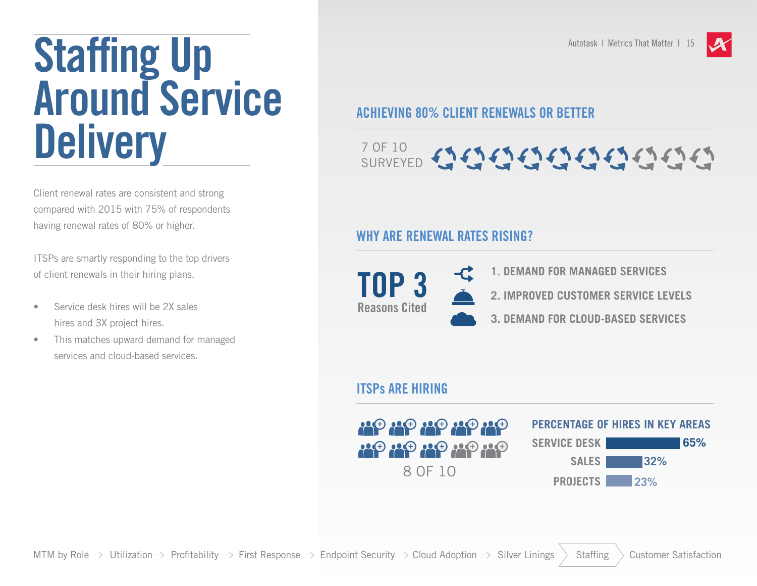# Staffing Up Around Service Delivery

Client renewal rates are consistent and strong compared with 2015 with 75% of respondents having renewal rates of 80% or higher.

ITSPs are smartly responding to the top drivers of client renewals in their hiring plans.

- Service desk hires will be 2X sales hires and 3X project hires.
- This matches upward demand for managed services and cloud-based services.

## ACHIEVING 80% CLIENT RENEWALS OR BETTER

7 OF 10 SURVEYED

## WHY ARE RENEWAL RATES RISING?

**TOP 3** Reasons Cited

1. DEMAND FOR MANAGED SERVICES
2. IMPROVED CUSTOMER SERVICE LEVELS
3. DEMAND FOR CLOUD-BASED SERVICES

## ITSPs ARE HIRING

8 OF 10

### PERCENTAGE OF HIRES IN KEY AREAS

| Area | Percentage |
| --- | --- |
| SERVICE DESK | 65% |
| SALES | 32% |
| PROJECTS | 23% |

MTM by Role → Utilization → Profitability → First Response → Endpoint Security → Cloud Adoption → Silver Linings → Staffing → Customer Satisfaction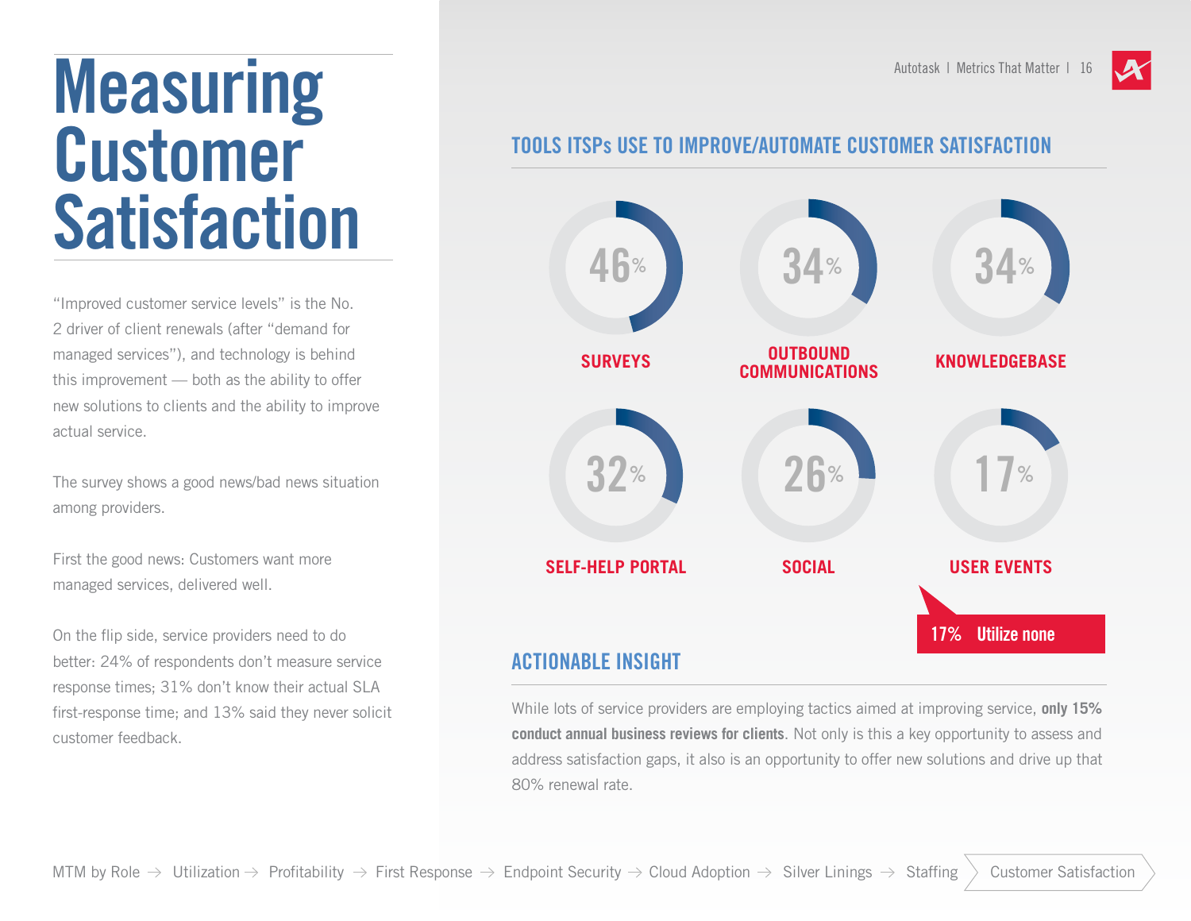# Measuring Customer Satisfaction

"Improved customer service levels" is the No. 2 driver of client renewals (after "demand for managed services"), and technology is behind this improvement — both as the ability to offer new solutions to clients and the ability to improve actual service.

The survey shows a good news/bad news situation among providers.

First the good news: Customers want more managed services, delivered well.

On the flip side, service providers need to do better: 24% of respondents don't measure service response times; 31% don't know their actual SLA first-response time; and 13% said they never solicit customer feedback.

## TOOLS ITSPs USE TO IMPROVE/AUTOMATE CUSTOMER SATISFACTION

| Tool | Percentage |
| --- | --- |
| SURVEYS | 46% |
| OUTBOUND COMMUNICATIONS | 34% |
| KNOWLEDGEBASE | 34% |
| SELF-HELP PORTAL | 32% |
| SOCIAL | 26% |
| USER EVENTS | 17% |

**17% Utilize none**

## ACTIONABLE INSIGHT

While lots of service providers are employing tactics aimed at improving service, **only 15% conduct annual business reviews for clients**. Not only is this a key opportunity to assess and address satisfaction gaps, it also is an opportunity to offer new solutions and drive up that 80% renewal rate.

MTM by Role → Utilization → Profitability → First Response → Endpoint Security → Cloud Adoption → Silver Linings → Staffing → Customer Satisfaction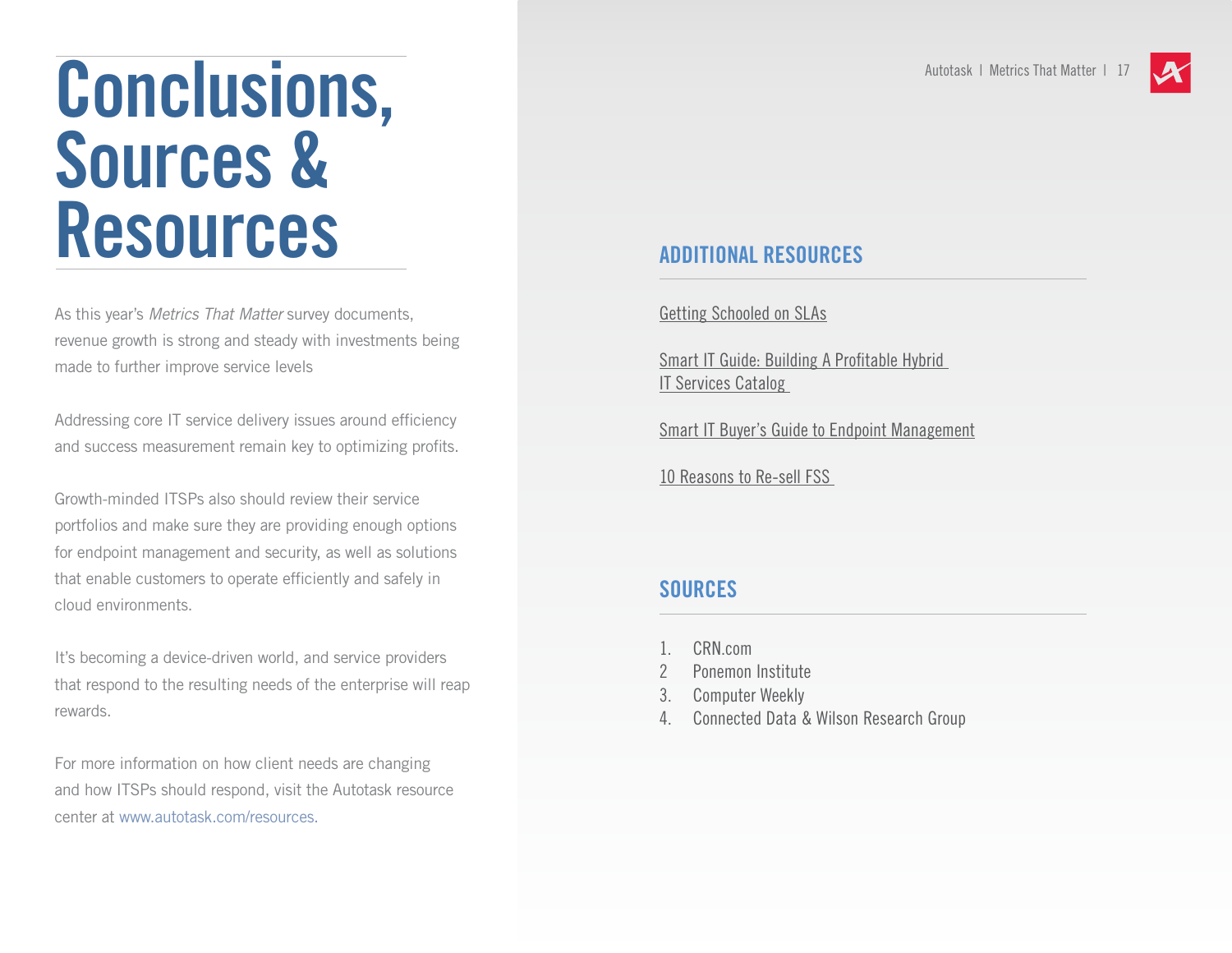# Conclusions, Sources & Resources

As this year's *Metrics That Matter* survey documents, revenue growth is strong and steady with investments being made to further improve service levels

Addressing core IT service delivery issues around efficiency and success measurement remain key to optimizing profits.

Growth-minded ITSPs also should review their service portfolios and make sure they are providing enough options for endpoint management and security, as well as solutions that enable customers to operate efficiently and safely in cloud environments.

It's becoming a device-driven world, and service providers that respond to the resulting needs of the enterprise will reap rewards.

For more information on how client needs are changing and how ITSPs should respond, visit the Autotask resource center at www.autotask.com/resources.

## ADDITIONAL RESOURCES

Getting Schooled on SLAs

Smart IT Guide: Building A Profitable Hybrid IT Services Catalog

Smart IT Buyer's Guide to Endpoint Management

10 Reasons to Re-sell FSS

## SOURCES

1. CRN.com
2. Ponemon Institute
3. Computer Weekly
4. Connected Data & Wilson Research Group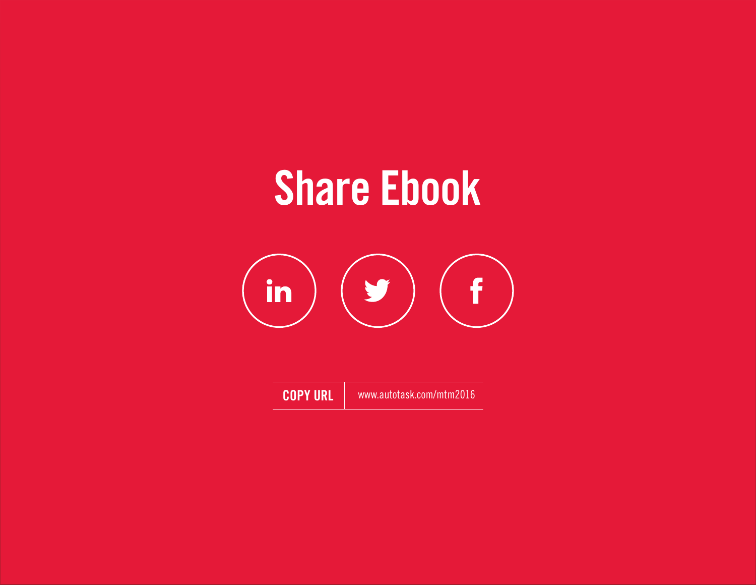# Share Ebook

in

f

**COPY URL** | www.autotask.com/mtm2016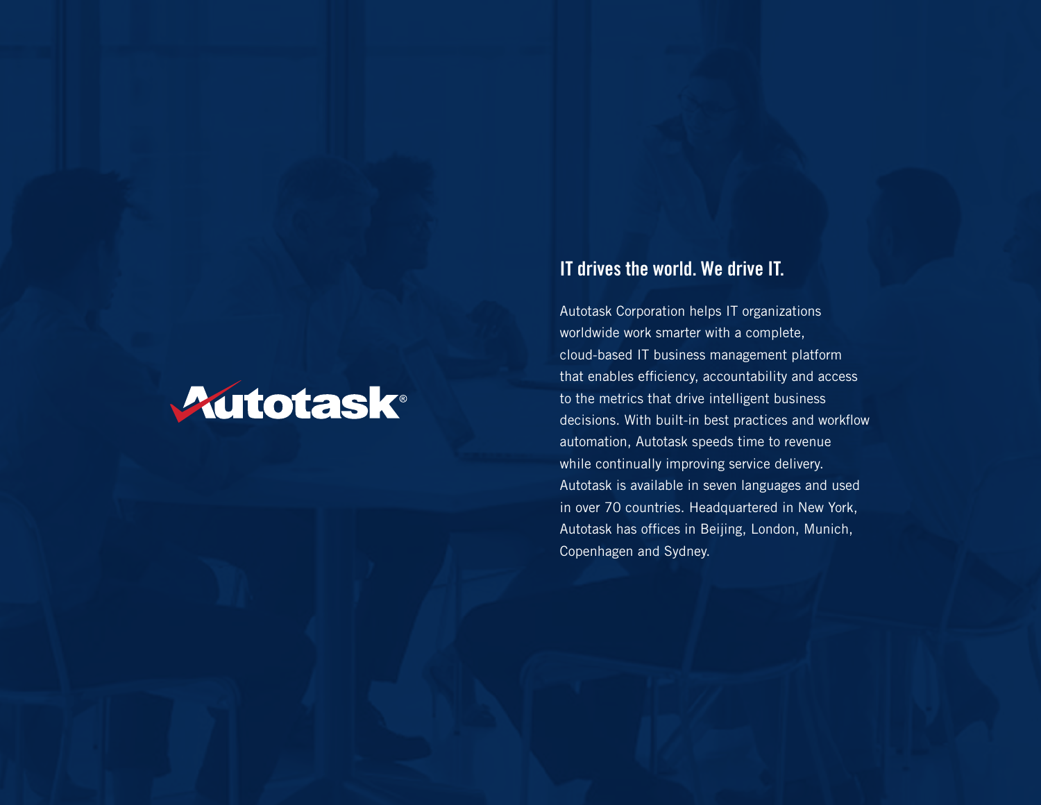Autotask®

## IT drives the world. We drive IT.

Autotask Corporation helps IT organizations worldwide work smarter with a complete, cloud-based IT business management platform that enables efficiency, accountability and access to the metrics that drive intelligent business decisions. With built-in best practices and workflow automation, Autotask speeds time to revenue while continually improving service delivery. Autotask is available in seven languages and used in over 70 countries. Headquartered in New York, Autotask has offices in Beijing, London, Munich, Copenhagen and Sydney.